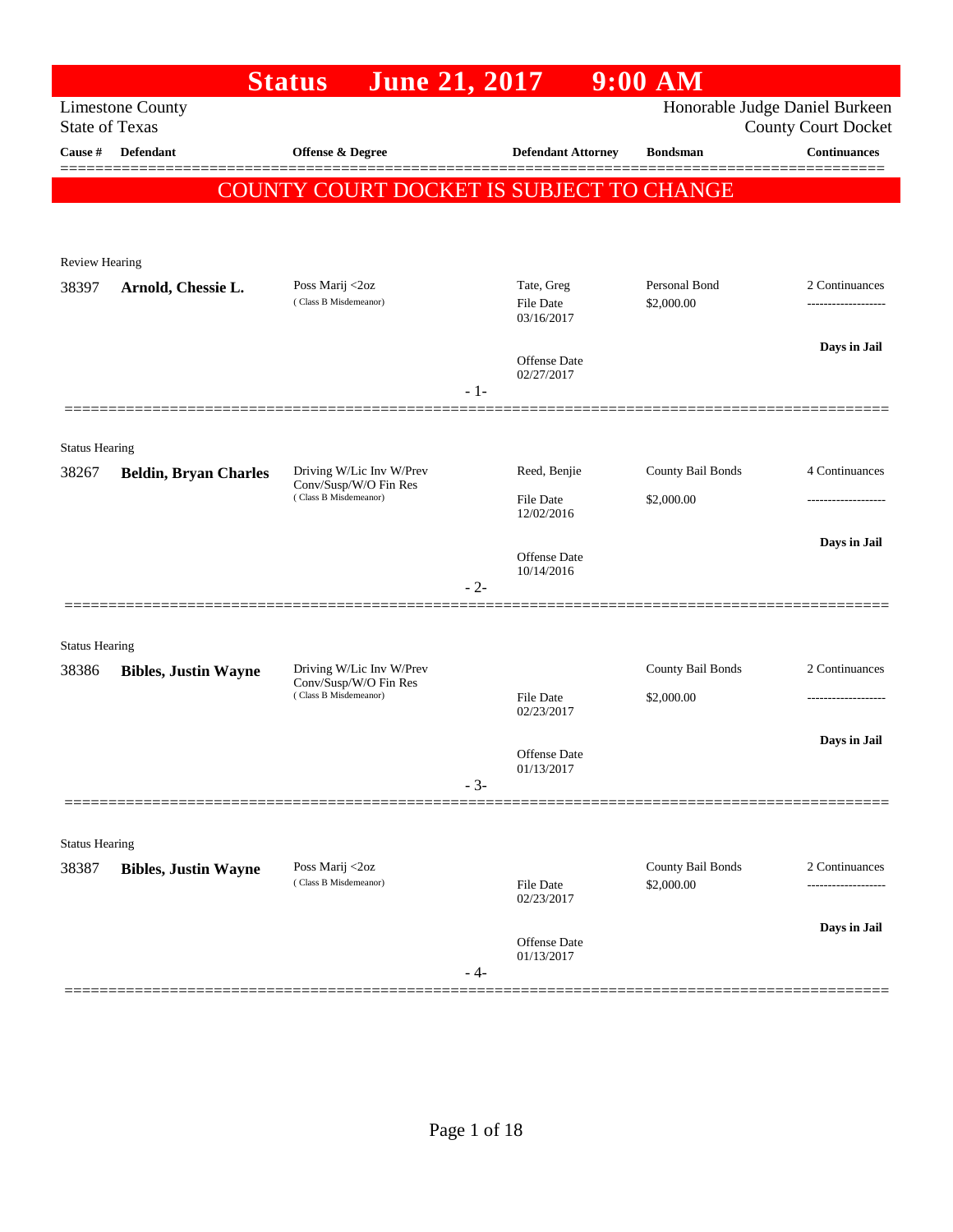# Status June 21, 2017 9:00 AM

Limestone County
State of Texas

Honorable Judge Daniel Burkeen
County Court Docket

| Cause # | Defendant | Offense & Degree | Defendant Attorney | Bondsman | Continuances |
|---|---|---|---|---|---|

**COUNTY COURT DOCKET IS SUBJECT TO CHANGE**

---

Review Hearing

| Cause # | Defendant | Offense & Degree | Defendant Attorney | Bondsman | Continuances |
|---|---|---|---|---|---|
| 38397 | **Arnold, Chessie L.** | Poss Marij <2oz (Class B Misdemeanor) | Tate, Greg | Personal Bond | 2 Continuances |
| | | | File Date 03/16/2017 | $2,000.00 | ------------------- |
| | | | Offense Date 02/27/2017 | | **Days in Jail** |

- 1-

---

Status Hearing

| Cause # | Defendant | Offense & Degree | Defendant Attorney | Bondsman | Continuances |
|---|---|---|---|---|---|
| 38267 | **Beldin, Bryan Charles** | Driving W/Lic Inv W/Prev Conv/Susp/W/O Fin Res (Class B Misdemeanor) | Reed, Benjie | County Bail Bonds | 4 Continuances |
| | | | File Date 12/02/2016 | $2,000.00 | ------------------- |
| | | | Offense Date 10/14/2016 | | **Days in Jail** |

- 2-

---

Status Hearing

| Cause # | Defendant | Offense & Degree | Defendant Attorney | Bondsman | Continuances |
|---|---|---|---|---|---|
| 38386 | **Bibles, Justin Wayne** | Driving W/Lic Inv W/Prev Conv/Susp/W/O Fin Res (Class B Misdemeanor) | | County Bail Bonds | 2 Continuances |
| | | | File Date 02/23/2017 | $2,000.00 | ------------------- |
| | | | Offense Date 01/13/2017 | | **Days in Jail** |

- 3-

---

Status Hearing

| Cause # | Defendant | Offense & Degree | Defendant Attorney | Bondsman | Continuances |
|---|---|---|---|---|---|
| 38387 | **Bibles, Justin Wayne** | Poss Marij <2oz (Class B Misdemeanor) | | County Bail Bonds | 2 Continuances |
| | | | File Date 02/23/2017 | $2,000.00 | ------------------- |
| | | | Offense Date 01/13/2017 | | **Days in Jail** |

- 4-

---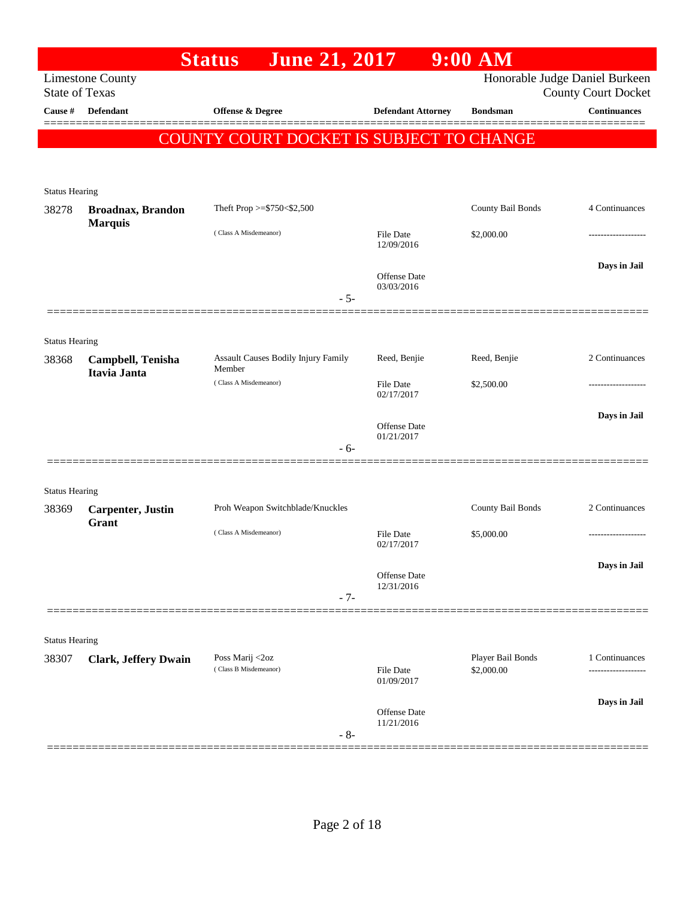# Status June 21, 2017 9:00 AM

Limestone County
State of Texas

Honorable Judge Daniel Burkeen
County Court Docket

**COUNTY COURT DOCKET IS SUBJECT TO CHANGE**

| Cause # | Defendant | Offense & Degree | Defendant Attorney | Bondsman | Continuances |
|---|---|---|---|---|---|
| **Status Hearing** | | | | | |
| 38278 | **Broadnax, Brandon Marquis** | Theft Prop >=$750<$2,500 (Class A Misdemeanor) | File Date 12/09/2016; Offense Date 03/03/2016 | County Bail Bonds $2,000.00 | 4 Continuances; Days in Jail |
| | | - 5- | | | |
| **Status Hearing** | | | | | |
| 38368 | **Campbell, Tenisha Itavia Janta** | Assault Causes Bodily Injury Family Member (Class A Misdemeanor) | Reed, Benjie; File Date 02/17/2017; Offense Date 01/21/2017 | Reed, Benjie $2,500.00 | 2 Continuances; Days in Jail |
| | | - 6- | | | |
| **Status Hearing** | | | | | |
| 38369 | **Carpenter, Justin Grant** | Proh Weapon Switchblade/Knuckles (Class A Misdemeanor) | File Date 02/17/2017; Offense Date 12/31/2016 | County Bail Bonds $5,000.00 | 2 Continuances; Days in Jail |
| | | - 7- | | | |
| **Status Hearing** | | | | | |
| 38307 | **Clark, Jeffery Dwain** | Poss Marij <2oz (Class B Misdemeanor) | File Date 01/09/2017; Offense Date 11/21/2016 | Player Bail Bonds $2,000.00 | 1 Continuances; Days in Jail |
| | | - 8- | | | |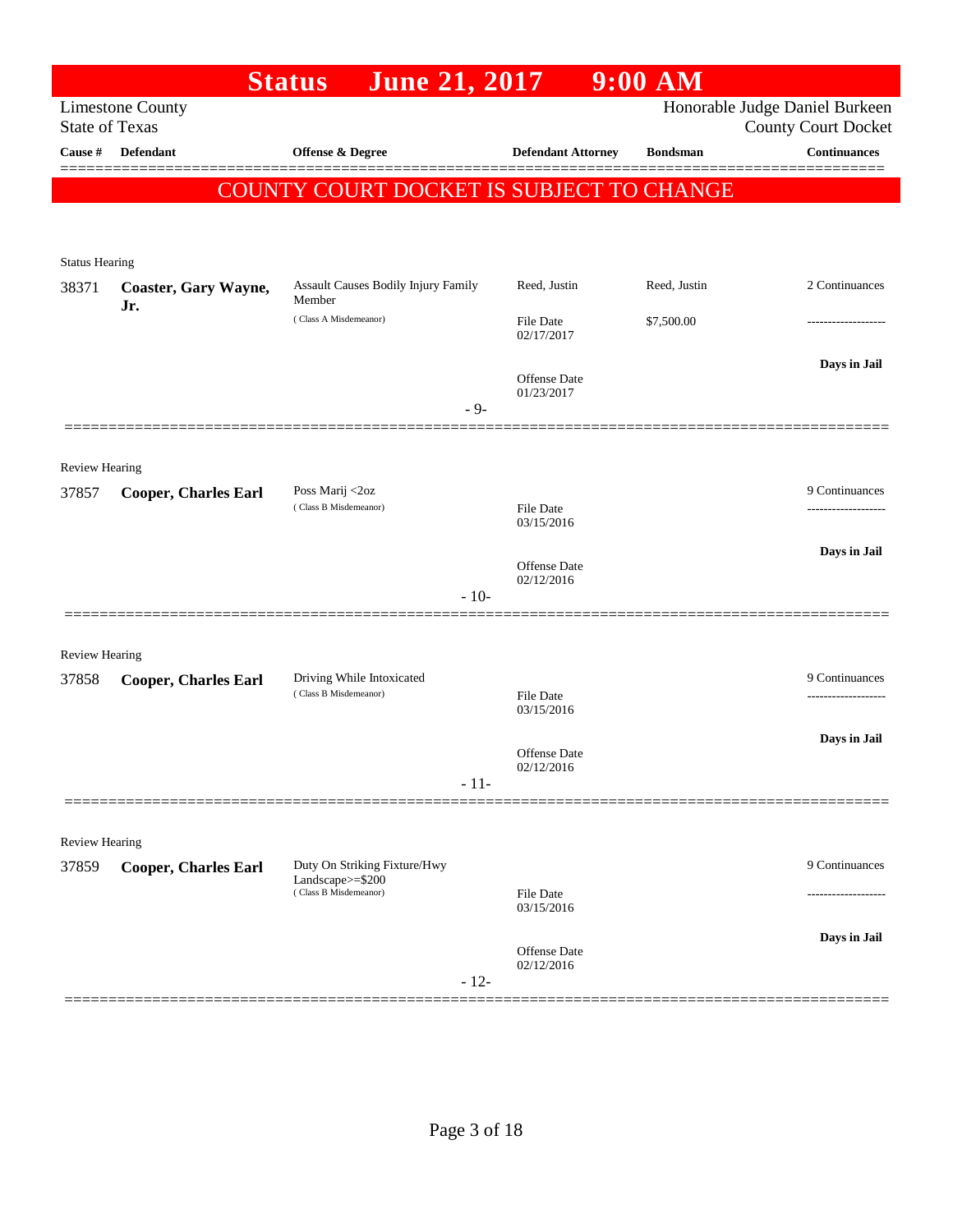# Status June 21, 2017 9:00 AM

Limestone County
State of Texas

Honorable Judge Daniel Burkeen
County Court Docket

| Cause # | Defendant | Offense & Degree | Defendant Attorney | Bondsman | Continuances |
|---|---|---|---|---|---|

**COUNTY COURT DOCKET IS SUBJECT TO CHANGE**

Status Hearing

| Cause # | Defendant | Offense & Degree | Defendant Attorney | Bondsman | Continuances |
|---|---|---|---|---|---|
| 38371 | **Coaster, Gary Wayne, Jr.** | Assault Causes Bodily Injury Family Member (Class A Misdemeanor) | Reed, Justin | Reed, Justin | 2 Continuances |
| | | | File Date 02/17/2017 | $7,500.00 | ------------------- |
| | | | Offense Date 01/23/2017 | | **Days in Jail** |

- 9-

Review Hearing

| Cause # | Defendant | Offense & Degree | Defendant Attorney | Bondsman | Continuances |
|---|---|---|---|---|---|
| 37857 | **Cooper, Charles Earl** | Poss Marij <2oz (Class B Misdemeanor) | | | 9 Continuances |
| | | | File Date 03/15/2016 | | ------------------- |
| | | | Offense Date 02/12/2016 | | **Days in Jail** |

- 10-

Review Hearing

| Cause # | Defendant | Offense & Degree | Defendant Attorney | Bondsman | Continuances |
|---|---|---|---|---|---|
| 37858 | **Cooper, Charles Earl** | Driving While Intoxicated (Class B Misdemeanor) | | | 9 Continuances |
| | | | File Date 03/15/2016 | | ------------------- |
| | | | Offense Date 02/12/2016 | | **Days in Jail** |

- 11-

Review Hearing

| Cause # | Defendant | Offense & Degree | Defendant Attorney | Bondsman | Continuances |
|---|---|---|---|---|---|
| 37859 | **Cooper, Charles Earl** | Duty On Striking Fixture/Hwy Landscape>=$200 (Class B Misdemeanor) | | | 9 Continuances |
| | | | File Date 03/15/2016 | | ------------------- |
| | | | Offense Date 02/12/2016 | | **Days in Jail** |

- 12-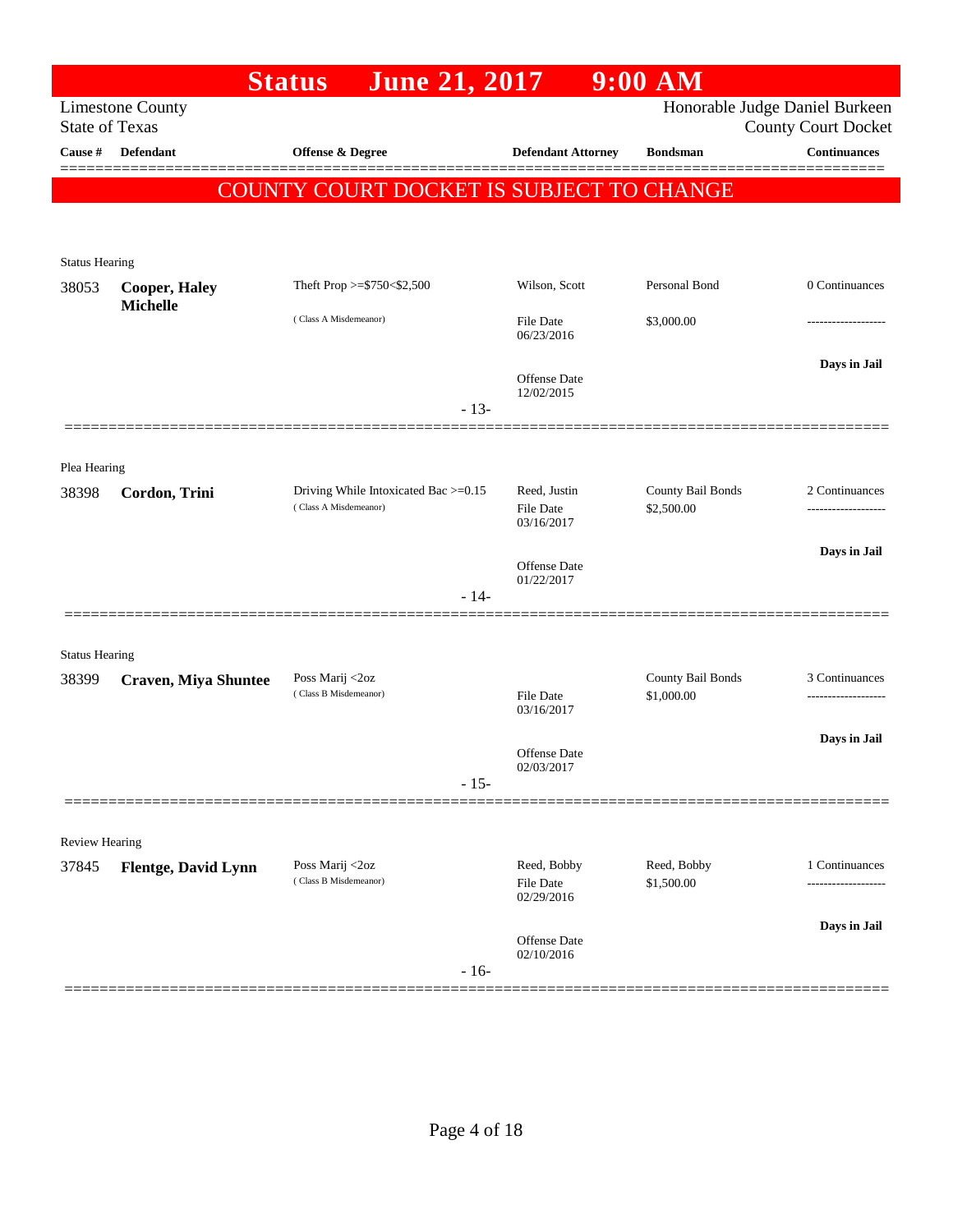# Status June 21, 2017 9:00 AM

Limestone County
State of Texas

Honorable Judge Daniel Burkeen
County Court Docket

| Cause # | Defendant | Offense & Degree | Defendant Attorney | Bondsman | Continuances |
|---|---|---|---|---|---|

**COUNTY COURT DOCKET IS SUBJECT TO CHANGE**

Status Hearing

| Cause # | Defendant | Offense & Degree | Defendant Attorney | Bondsman | Continuances |
|---|---|---|---|---|---|
| 38053 | **Cooper, Haley Michelle** | Theft Prop >=$750<$2,500 (Class A Misdemeanor) | Wilson, Scott | Personal Bond | 0 Continuances |
| | | | File Date 06/23/2016 | $3,000.00 | ------------------- |
| | | | Offense Date 12/02/2015 | | Days in Jail |

- 13-

Plea Hearing

| Cause # | Defendant | Offense & Degree | Defendant Attorney | Bondsman | Continuances |
|---|---|---|---|---|---|
| 38398 | **Cordon, Trini** | Driving While Intoxicated Bac >=0.15 (Class A Misdemeanor) | Reed, Justin | County Bail Bonds | 2 Continuances |
| | | | File Date 03/16/2017 | $2,500.00 | ------------------- |
| | | | Offense Date 01/22/2017 | | Days in Jail |

- 14-

Status Hearing

| Cause # | Defendant | Offense & Degree | Defendant Attorney | Bondsman | Continuances |
|---|---|---|---|---|---|
| 38399 | **Craven, Miya Shuntee** | Poss Marij <2oz (Class B Misdemeanor) | | County Bail Bonds | 3 Continuances |
| | | | File Date 03/16/2017 | $1,000.00 | ------------------- |
| | | | Offense Date 02/03/2017 | | Days in Jail |

- 15-

Review Hearing

| Cause # | Defendant | Offense & Degree | Defendant Attorney | Bondsman | Continuances |
|---|---|---|---|---|---|
| 37845 | **Flentge, David Lynn** | Poss Marij <2oz (Class B Misdemeanor) | Reed, Bobby | Reed, Bobby | 1 Continuances |
| | | | File Date 02/29/2016 | $1,500.00 | ------------------- |
| | | | Offense Date 02/10/2016 | | Days in Jail |

- 16-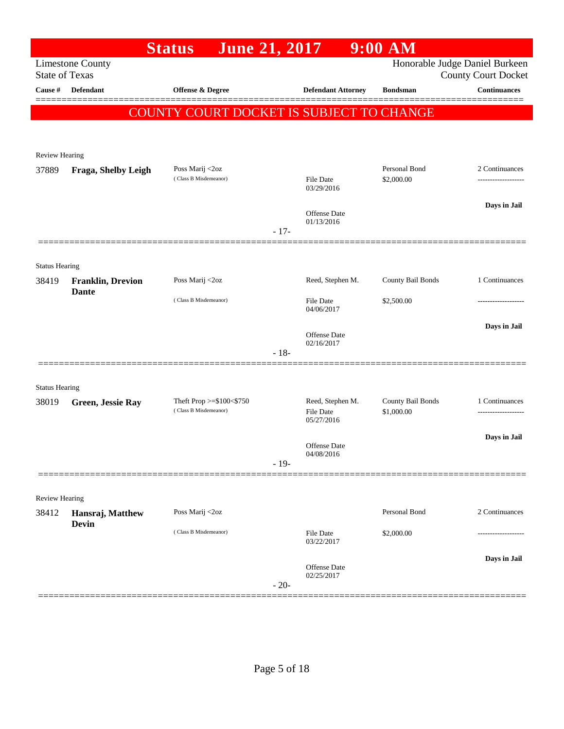# Status June 21, 2017 9:00 AM

Limestone County
State of Texas

Honorable Judge Daniel Burkeen
County Court Docket

| Cause # | Defendant | Offense & Degree | Defendant Attorney | Bondsman | Continuances |
|---|---|---|---|---|---|

**COUNTY COURT DOCKET IS SUBJECT TO CHANGE**

---

Review Hearing

| Cause # | Defendant | Offense & Degree | Defendant Attorney | Bondsman | Continuances |
|---|---|---|---|---|---|
| 37889 | **Fraga, Shelby Leigh** | Poss Marij <2oz (Class B Misdemeanor) | File Date 03/29/2016; Offense Date 01/13/2016 | Personal Bond $2,000.00 | 2 Continuances; Days in Jail |

- 17-

---

Status Hearing

| Cause # | Defendant | Offense & Degree | Defendant Attorney | Bondsman | Continuances |
|---|---|---|---|---|---|
| 38419 | **Franklin, Drevion Dante** | Poss Marij <2oz (Class B Misdemeanor) | Reed, Stephen M.; File Date 04/06/2017; Offense Date 02/16/2017 | County Bail Bonds $2,500.00 | 1 Continuances; Days in Jail |

- 18-

---

Status Hearing

| Cause # | Defendant | Offense & Degree | Defendant Attorney | Bondsman | Continuances |
|---|---|---|---|---|---|
| 38019 | **Green, Jessie Ray** | Theft Prop >=$100<$750 (Class B Misdemeanor) | Reed, Stephen M.; File Date 05/27/2016; Offense Date 04/08/2016 | County Bail Bonds $1,000.00 | 1 Continuances; Days in Jail |

- 19-

---

Review Hearing

| Cause # | Defendant | Offense & Degree | Defendant Attorney | Bondsman | Continuances |
|---|---|---|---|---|---|
| 38412 | **Hansraj, Matthew Devin** | Poss Marij <2oz (Class B Misdemeanor) | File Date 03/22/2017; Offense Date 02/25/2017 | Personal Bond $2,000.00 | 2 Continuances; Days in Jail |

- 20-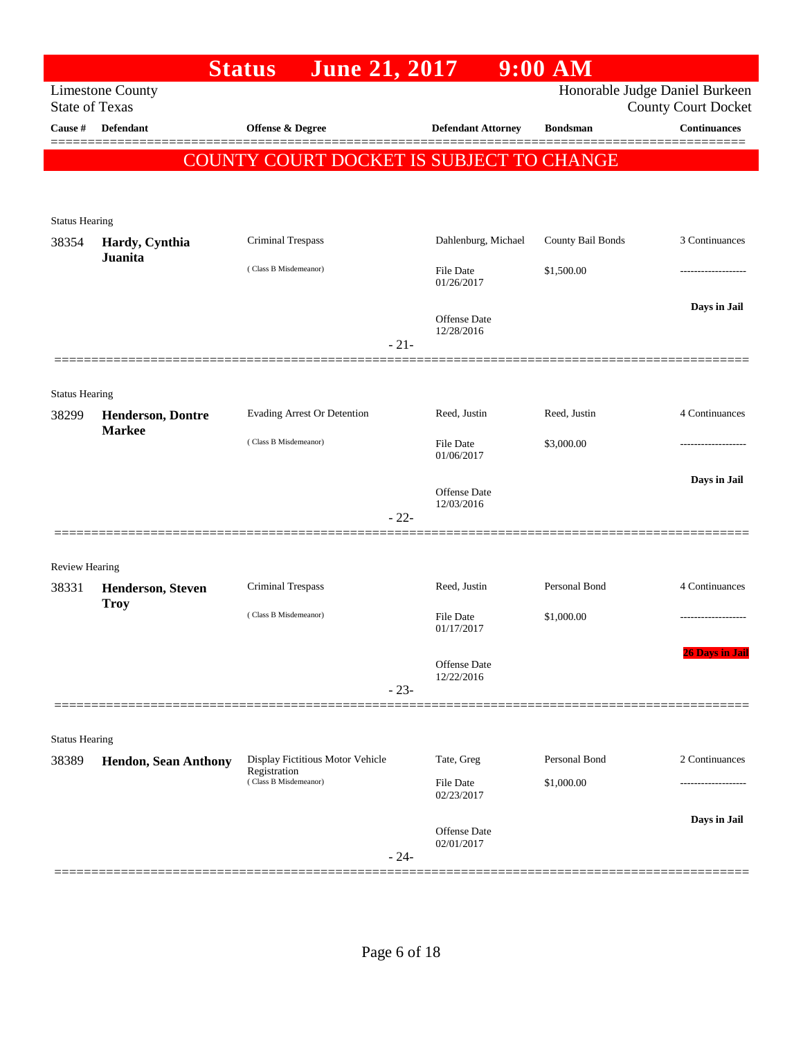# Status June 21, 2017 9:00 AM

Limestone County
State of Texas

Honorable Judge Daniel Burkeen
County Court Docket

| Cause # | Defendant | Offense & Degree | Defendant Attorney | Bondsman | Continuances |
|---|---|---|---|---|---|

## COUNTY COURT DOCKET IS SUBJECT TO CHANGE

Status Hearing

| Cause # | Defendant | Offense & Degree | Defendant Attorney | Bondsman | Continuances |
|---|---|---|---|---|---|
| 38354 | **Hardy, Cynthia Juanita** | Criminal Trespass | Dahlenburg, Michael | County Bail Bonds | 3 Continuances |
| | | (Class B Misdemeanor) | File Date 01/26/2017 | $1,500.00 | ------------------- |
| | | | Offense Date 12/28/2016 | | **Days in Jail** |

- 21-

Status Hearing

| Cause # | Defendant | Offense & Degree | Defendant Attorney | Bondsman | Continuances |
|---|---|---|---|---|---|
| 38299 | **Henderson, Dontre Markee** | Evading Arrest Or Detention | Reed, Justin | Reed, Justin | 4 Continuances |
| | | (Class B Misdemeanor) | File Date 01/06/2017 | $3,000.00 | ------------------- |
| | | | Offense Date 12/03/2016 | | **Days in Jail** |

- 22-

Review Hearing

| Cause # | Defendant | Offense & Degree | Defendant Attorney | Bondsman | Continuances |
|---|---|---|---|---|---|
| 38331 | **Henderson, Steven Troy** | Criminal Trespass | Reed, Justin | Personal Bond | 4 Continuances |
| | | (Class B Misdemeanor) | File Date 01/17/2017 | $1,000.00 | ------------------- |
| | | | Offense Date 12/22/2016 | | **26 Days in Jail** |

- 23-

Status Hearing

| Cause # | Defendant | Offense & Degree | Defendant Attorney | Bondsman | Continuances |
|---|---|---|---|---|---|
| 38389 | **Hendon, Sean Anthony** | Display Fictitious Motor Vehicle Registration | Tate, Greg | Personal Bond | 2 Continuances |
| | | (Class B Misdemeanor) | File Date 02/23/2017 | $1,000.00 | ------------------- |
| | | | Offense Date 02/01/2017 | | **Days in Jail** |

- 24-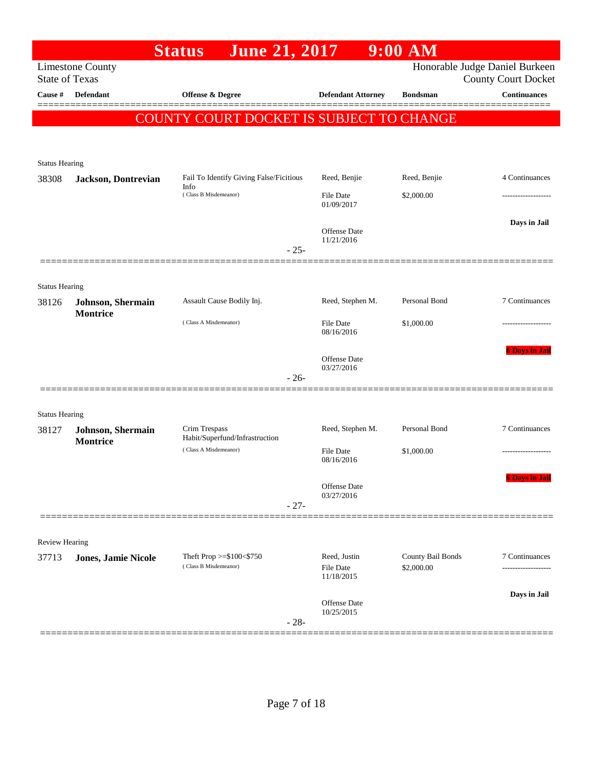# Status June 21, 2017 9:00 AM

Limestone County
State of Texas

Honorable Judge Daniel Burkeen
County Court Docket

| Cause # | Defendant | Offense & Degree | Defendant Attorney | Bondsman | Continuances |
|---|---|---|---|---|---|

## COUNTY COURT DOCKET IS SUBJECT TO CHANGE

**Status Hearing**

| Cause # | Defendant | Offense & Degree | Defendant Attorney | Bondsman | Continuances |
|---|---|---|---|---|---|
| 38308 | **Jackson, Dontrevian** | Fail To Identify Giving False/Ficitious Info (Class B Misdemeanor) | Reed, Benjie | Reed, Benjie | 4 Continuances |
| | | | File Date 01/09/2017 | $2,000.00 | ------------------- |
| | | | Offense Date 11/21/2016 | | Days in Jail |

- 25-

**Status Hearing**

| Cause # | Defendant | Offense & Degree | Defendant Attorney | Bondsman | Continuances |
|---|---|---|---|---|---|
| 38126 | **Johnson, Shermain Montrice** | Assault Cause Bodily Inj. (Class A Misdemeanor) | Reed, Stephen M. | Personal Bond | 7 Continuances |
| | | | File Date 08/16/2016 | $1,000.00 | ------------------- |
| | | | Offense Date 03/27/2016 | | 6 Days in Jail |

- 26-

**Status Hearing**

| Cause # | Defendant | Offense & Degree | Defendant Attorney | Bondsman | Continuances |
|---|---|---|---|---|---|
| 38127 | **Johnson, Shermain Montrice** | Crim Trespass Habit/Superfund/Infrastruction (Class A Misdemeanor) | Reed, Stephen M. | Personal Bond | 7 Continuances |
| | | | File Date 08/16/2016 | $1,000.00 | ------------------- |
| | | | Offense Date 03/27/2016 | | 6 Days in Jail |

- 27-

**Review Hearing**

| Cause # | Defendant | Offense & Degree | Defendant Attorney | Bondsman | Continuances |
|---|---|---|---|---|---|
| 37713 | **Jones, Jamie Nicole** | Theft Prop >=$100<$750 (Class B Misdemeanor) | Reed, Justin | County Bail Bonds | 7 Continuances |
| | | | File Date 11/18/2015 | $2,000.00 | ------------------- |
| | | | Offense Date 10/25/2015 | | Days in Jail |

- 28-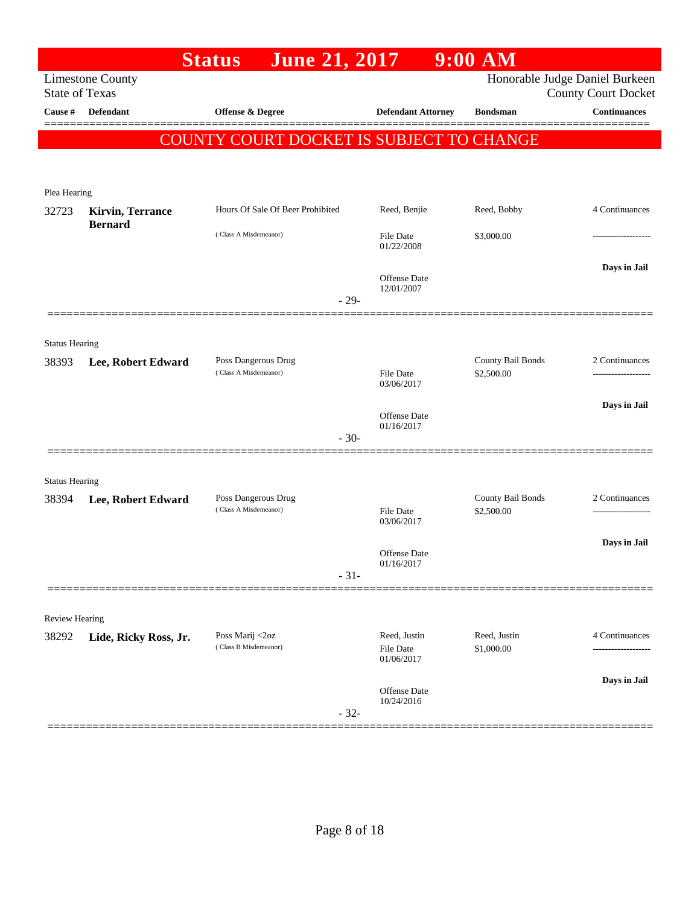# Status June 21, 2017 9:00 AM

Limestone County
State of Texas

Honorable Judge Daniel Burkeen
County Court Docket

| Cause # | Defendant | Offense & Degree | Defendant Attorney | Bondsman | Continuances |
|---|---|---|---|---|---|

## COUNTY COURT DOCKET IS SUBJECT TO CHANGE

Plea Hearing

| Cause # | Defendant | Offense & Degree | Defendant Attorney | Bondsman | Continuances |
|---|---|---|---|---|---|
| 32723 | **Kirvin, Terrance Bernard** | Hours Of Sale Of Beer Prohibited (Class A Misdemeanor) | Reed, Benjie<br>File Date 01/22/2008<br>Offense Date 12/01/2007 | Reed, Bobby<br>$3,000.00 | 4 Continuances<br>-------------------<br>**Days in Jail** |

- 29-

Status Hearing

| Cause # | Defendant | Offense & Degree | Defendant Attorney | Bondsman | Continuances |
|---|---|---|---|---|---|
| 38393 | **Lee, Robert Edward** | Poss Dangerous Drug (Class A Misdemeanor) | File Date 03/06/2017<br>Offense Date 01/16/2017 | County Bail Bonds<br>$2,500.00 | 2 Continuances<br>-------------------<br>**Days in Jail** |

- 30-

Status Hearing

| Cause # | Defendant | Offense & Degree | Defendant Attorney | Bondsman | Continuances |
|---|---|---|---|---|---|
| 38394 | **Lee, Robert Edward** | Poss Dangerous Drug (Class A Misdemeanor) | File Date 03/06/2017<br>Offense Date 01/16/2017 | County Bail Bonds<br>$2,500.00 | 2 Continuances<br>-------------------<br>**Days in Jail** |

- 31-

Review Hearing

| Cause # | Defendant | Offense & Degree | Defendant Attorney | Bondsman | Continuances |
|---|---|---|---|---|---|
| 38292 | **Lide, Ricky Ross, Jr.** | Poss Marij <2oz (Class B Misdemeanor) | Reed, Justin<br>File Date 01/06/2017<br>Offense Date 10/24/2016 | Reed, Justin<br>$1,000.00 | 4 Continuances<br>-------------------<br>**Days in Jail** |

- 32-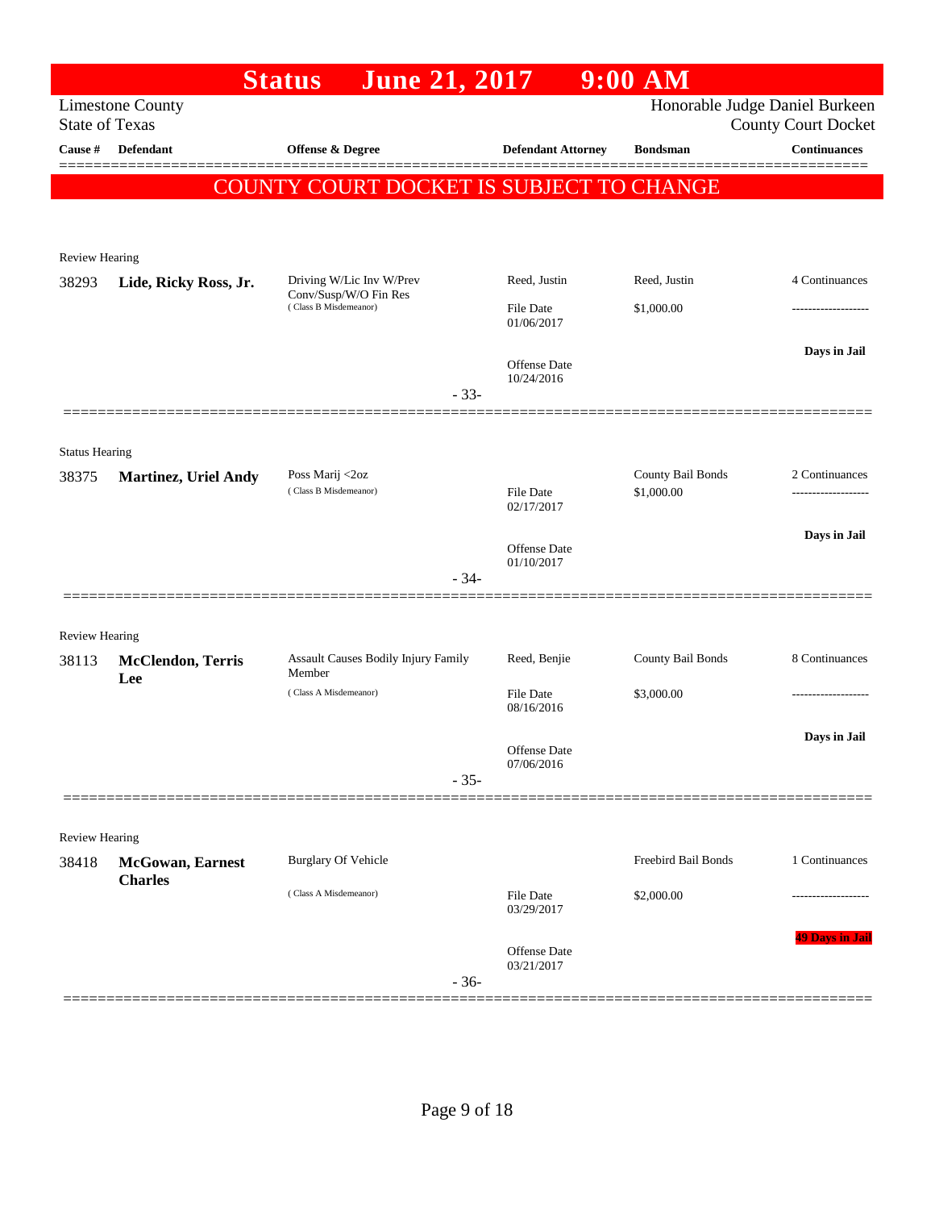# Status June 21, 2017 9:00 AM

Limestone County
State of Texas

Honorable Judge Daniel Burkeen
County Court Docket

| Cause # | Defendant | Offense & Degree | Defendant Attorney | Bondsman | Continuances |
|---|---|---|---|---|---|

**COUNTY COURT DOCKET IS SUBJECT TO CHANGE**

Review Hearing

| Cause # | Defendant | Offense & Degree | Defendant Attorney | Bondsman | Continuances |
|---|---|---|---|---|---|
| 38293 | **Lide, Ricky Ross, Jr.** | Driving W/Lic Inv W/Prev Conv/Susp/W/O Fin Res (Class B Misdemeanor) | Reed, Justin | Reed, Justin | 4 Continuances |
| | | | File Date 01/06/2017 | $1,000.00 | ------------------- |
| | | | Offense Date 10/24/2016 | | **Days in Jail** |

- 33-

Status Hearing

| Cause # | Defendant | Offense & Degree | Defendant Attorney | Bondsman | Continuances |
|---|---|---|---|---|---|
| 38375 | **Martinez, Uriel Andy** | Poss Marij <2oz (Class B Misdemeanor) | | County Bail Bonds | 2 Continuances |
| | | | File Date 02/17/2017 | $1,000.00 | ------------------- |
| | | | Offense Date 01/10/2017 | | **Days in Jail** |

- 34-

Review Hearing

| Cause # | Defendant | Offense & Degree | Defendant Attorney | Bondsman | Continuances |
|---|---|---|---|---|---|
| 38113 | **McClendon, Terris Lee** | Assault Causes Bodily Injury Family Member (Class A Misdemeanor) | Reed, Benjie | County Bail Bonds | 8 Continuances |
| | | | File Date 08/16/2016 | $3,000.00 | ------------------- |
| | | | Offense Date 07/06/2016 | | **Days in Jail** |

- 35-

Review Hearing

| Cause # | Defendant | Offense & Degree | Defendant Attorney | Bondsman | Continuances |
|---|---|---|---|---|---|
| 38418 | **McGowan, Earnest Charles** | Burglary Of Vehicle (Class A Misdemeanor) | | Freebird Bail Bonds | 1 Continuances |
| | | | File Date 03/29/2017 | $2,000.00 | ------------------- |
| | | | Offense Date 03/21/2017 | | **49 Days in Jail** |

- 36-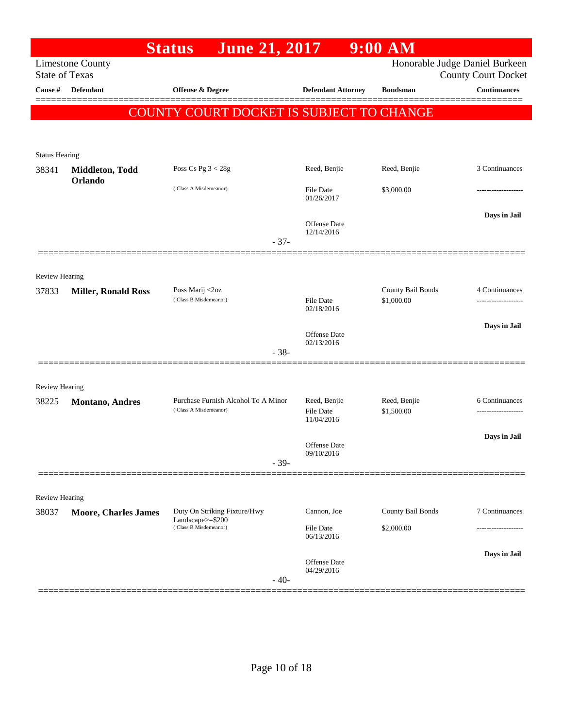# Status June 21, 2017 9:00 AM

Limestone County
State of Texas

Honorable Judge Daniel Burkeen
County Court Docket

COUNTY COURT DOCKET IS SUBJECT TO CHANGE

| Cause # | Defendant | Offense & Degree | Defendant Attorney | Bondsman | Continuances |
|---|---|---|---|---|---|
| **Status Hearing** | | | | | |
| 38341 | **Middleton, Todd Orlando** | Poss Cs Pg 3 < 28g (Class A Misdemeanor) | Reed, Benjie | Reed, Benjie | 3 Continuances |
| | | | File Date 01/26/2017 | $3,000.00 | ------------------- |
| | | | Offense Date 12/14/2016 | | Days in Jail |
| | | - 37- | | | |
| **Review Hearing** | | | | | |
| 37833 | **Miller, Ronald Ross** | Poss Marij <2oz (Class B Misdemeanor) | | County Bail Bonds | 4 Continuances |
| | | | File Date 02/18/2016 | $1,000.00 | ------------------- |
| | | | Offense Date 02/13/2016 | | Days in Jail |
| | | - 38- | | | |
| **Review Hearing** | | | | | |
| 38225 | **Montano, Andres** | Purchase Furnish Alcohol To A Minor (Class A Misdemeanor) | Reed, Benjie | Reed, Benjie | 6 Continuances |
| | | | File Date 11/04/2016 | $1,500.00 | ------------------- |
| | | | Offense Date 09/10/2016 | | Days in Jail |
| | | - 39- | | | |
| **Review Hearing** | | | | | |
| 38037 | **Moore, Charles James** | Duty On Striking Fixture/Hwy Landscape>=$200 (Class B Misdemeanor) | Cannon, Joe | County Bail Bonds | 7 Continuances |
| | | | File Date 06/13/2016 | $2,000.00 | ------------------- |
| | | | Offense Date 04/29/2016 | | Days in Jail |
| | | - 40- | | | |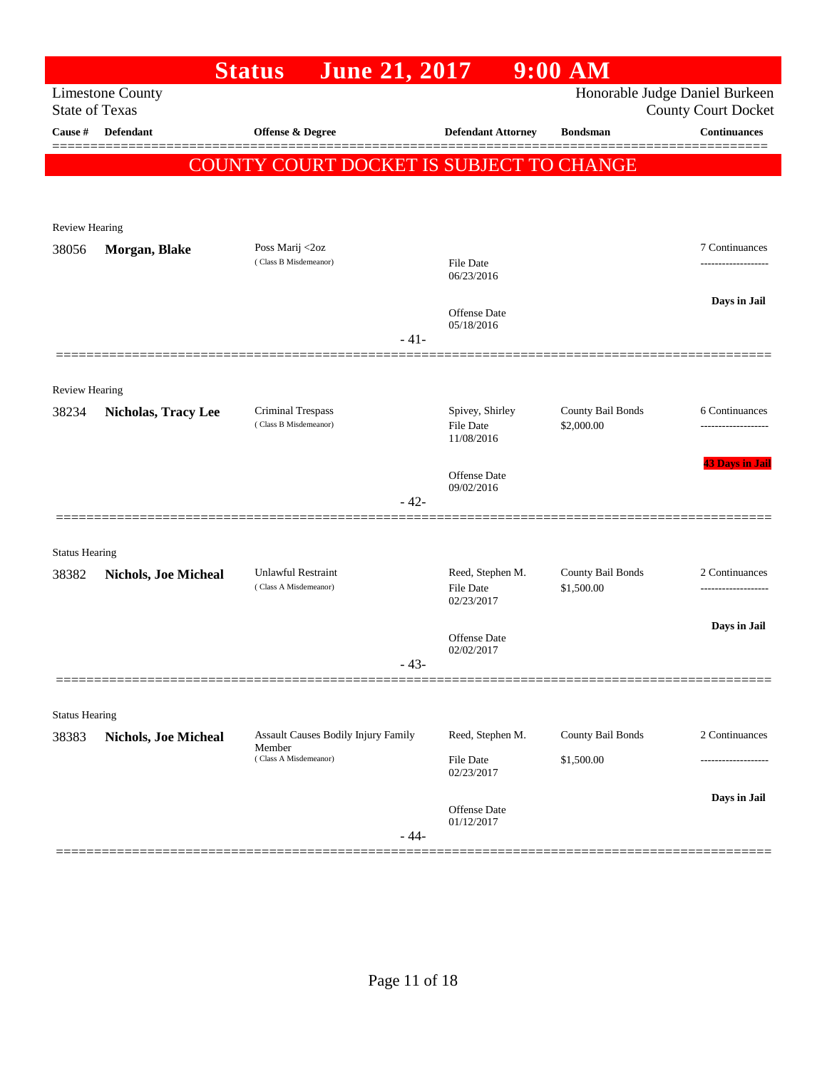# Status June 21, 2017 9:00 AM

Limestone County
State of Texas

Honorable Judge Daniel Burkeen
County Court Docket

| Cause # | Defendant | Offense & Degree | Defendant Attorney | Bondsman | Continuances |
|---|---|---|---|---|---|

**COUNTY COURT DOCKET IS SUBJECT TO CHANGE**

Review Hearing

| 38056 | **Morgan, Blake** | Poss Marij <2oz (Class B Misdemeanor) | File Date 06/23/2016 | | 7 Continuances |
|---|---|---|---|---|---|
| | | | Offense Date 05/18/2016 | | **Days in Jail** |

- 41-

Review Hearing

| 38234 | **Nicholas, Tracy Lee** | Criminal Trespass (Class B Misdemeanor) | Spivey, Shirley File Date 11/08/2016 | County Bail Bonds $2,000.00 | 6 Continuances |
|---|---|---|---|---|---|
| | | | Offense Date 09/02/2016 | | **43 Days in Jail** |

- 42-

Status Hearing

| 38382 | **Nichols, Joe Micheal** | Unlawful Restraint (Class A Misdemeanor) | Reed, Stephen M. File Date 02/23/2017 | County Bail Bonds $1,500.00 | 2 Continuances |
|---|---|---|---|---|---|
| | | | Offense Date 02/02/2017 | | **Days in Jail** |

- 43-

Status Hearing

| 38383 | **Nichols, Joe Micheal** | Assault Causes Bodily Injury Family Member (Class A Misdemeanor) | Reed, Stephen M. File Date 02/23/2017 | County Bail Bonds $1,500.00 | 2 Continuances |
|---|---|---|---|---|---|
| | | | Offense Date 01/12/2017 | | **Days in Jail** |

- 44-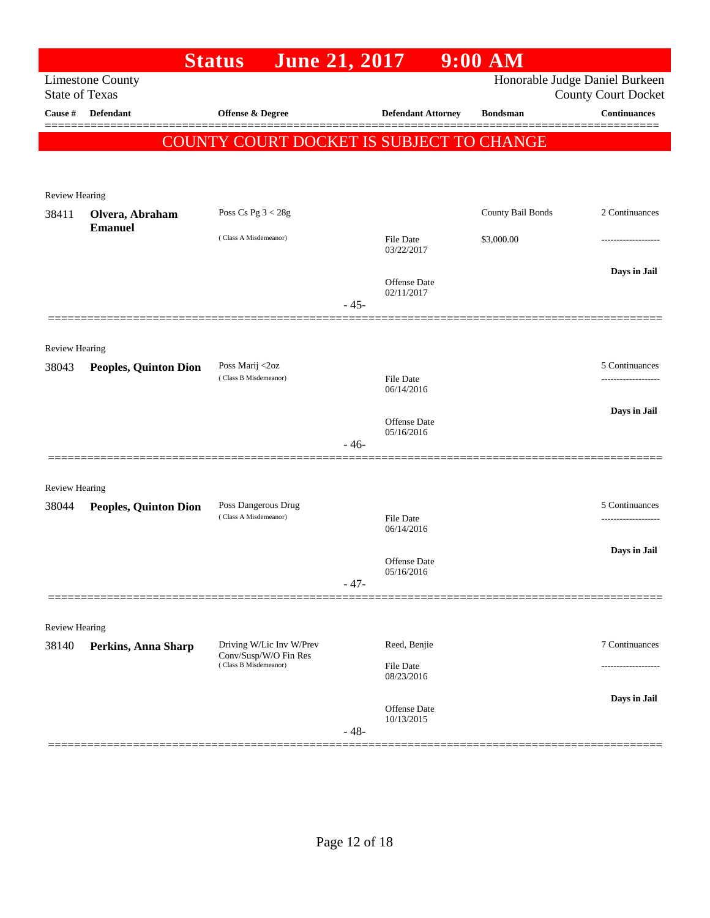# Status June 21, 2017 9:00 AM

Limestone County
State of Texas

Honorable Judge Daniel Burkeen
County Court Docket

| Cause # | Defendant | Offense & Degree | Defendant Attorney | Bondsman | Continuances |
|---|---|---|---|---|---|

**COUNTY COURT DOCKET IS SUBJECT TO CHANGE**

Review Hearing

| Cause # | Defendant | Offense & Degree | Defendant Attorney | Bondsman | Continuances |
|---|---|---|---|---|---|
| 38411 | **Olvera, Abraham Emanuel** | Poss Cs Pg 3 < 28g ( Class A Misdemeanor) | File Date 03/22/2017 Offense Date 02/11/2017 | County Bail Bonds $3,000.00 | 2 Continuances ------------------- **Days in Jail** |

- 45-

Review Hearing

| Cause # | Defendant | Offense & Degree | Defendant Attorney | Bondsman | Continuances |
|---|---|---|---|---|---|
| 38043 | **Peoples, Quinton Dion** | Poss Marij <2oz ( Class B Misdemeanor) | File Date 06/14/2016 Offense Date 05/16/2016 | | 5 Continuances ------------------- **Days in Jail** |

- 46-

Review Hearing

| Cause # | Defendant | Offense & Degree | Defendant Attorney | Bondsman | Continuances |
|---|---|---|---|---|---|
| 38044 | **Peoples, Quinton Dion** | Poss Dangerous Drug ( Class A Misdemeanor) | File Date 06/14/2016 Offense Date 05/16/2016 | | 5 Continuances ------------------- **Days in Jail** |

- 47-

Review Hearing

| Cause # | Defendant | Offense & Degree | Defendant Attorney | Bondsman | Continuances |
|---|---|---|---|---|---|
| 38140 | **Perkins, Anna Sharp** | Driving W/Lic Inv W/Prev Conv/Susp/W/O Fin Res ( Class B Misdemeanor) | Reed, Benjie File Date 08/23/2016 Offense Date 10/13/2015 | | 7 Continuances ------------------- **Days in Jail** |

- 48-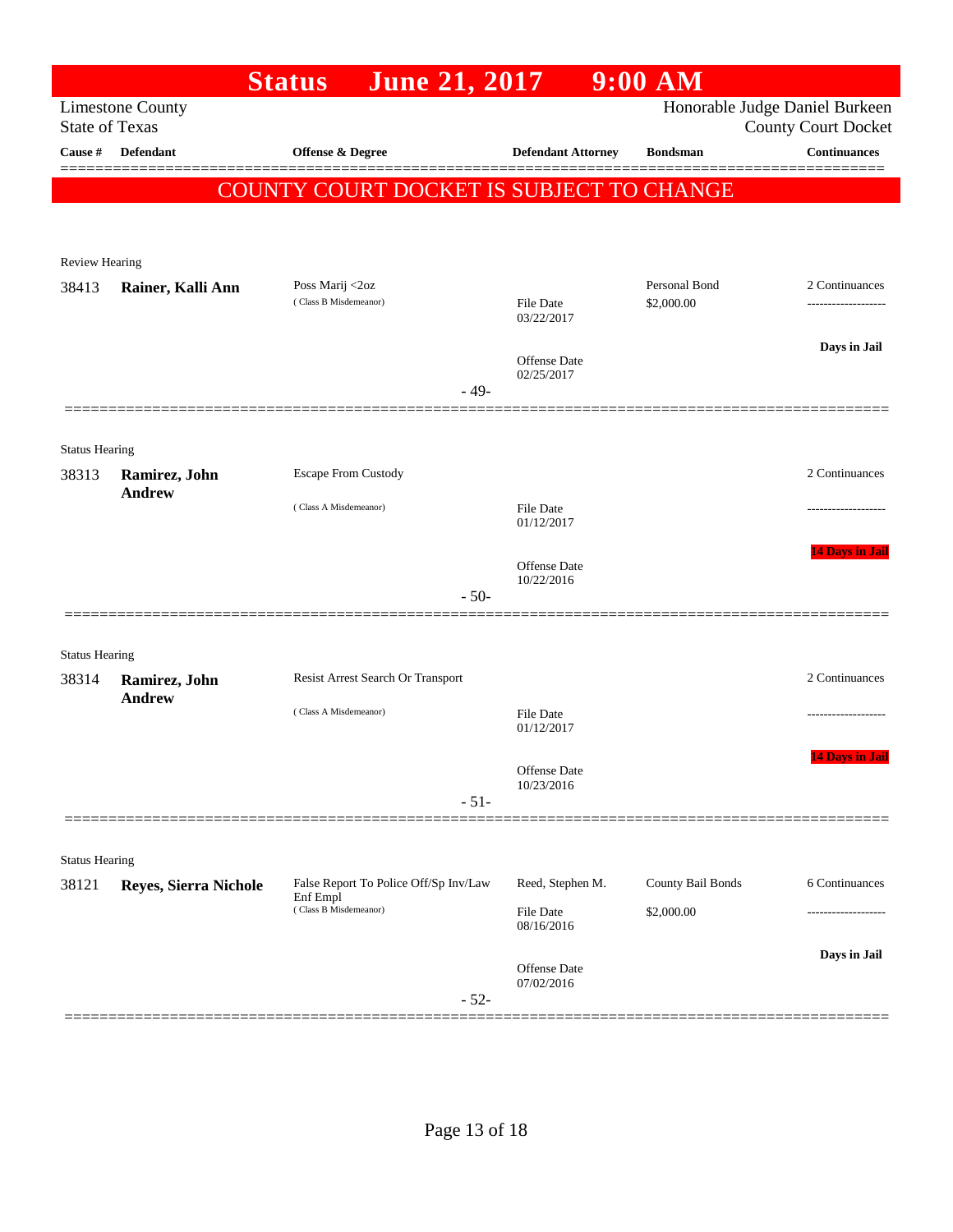# Status June 21, 2017 9:00 AM

Limestone County
State of Texas

Honorable Judge Daniel Burkeen
County Court Docket

| Cause # | Defendant | Offense & Degree | Defendant Attorney | Bondsman | Continuances |
|---|---|---|---|---|---|

**COUNTY COURT DOCKET IS SUBJECT TO CHANGE**

---

Review Hearing

| Cause # | Defendant | Offense & Degree | Defendant Attorney | Bondsman | Continuances |
|---|---|---|---|---|---|
| 38413 | **Rainer, Kalli Ann** | Poss Marij <2oz (Class B Misdemeanor) | File Date 03/22/2017; Offense Date 02/25/2017 | Personal Bond $2,000.00 | 2 Continuances; Days in Jail |

- 49-

---

Status Hearing

| Cause # | Defendant | Offense & Degree | Defendant Attorney | Bondsman | Continuances |
|---|---|---|---|---|---|
| 38313 | **Ramirez, John Andrew** | Escape From Custody (Class A Misdemeanor) | File Date 01/12/2017; Offense Date 10/22/2016 | | 2 Continuances; 14 Days in Jail |

- 50-

---

Status Hearing

| Cause # | Defendant | Offense & Degree | Defendant Attorney | Bondsman | Continuances |
|---|---|---|---|---|---|
| 38314 | **Ramirez, John Andrew** | Resist Arrest Search Or Transport (Class A Misdemeanor) | File Date 01/12/2017; Offense Date 10/23/2016 | | 2 Continuances; 14 Days in Jail |

- 51-

---

Status Hearing

| Cause # | Defendant | Offense & Degree | Defendant Attorney | Bondsman | Continuances |
|---|---|---|---|---|---|
| 38121 | **Reyes, Sierra Nichole** | False Report To Police Off/Sp Inv/Law Enf Empl (Class B Misdemeanor) | Reed, Stephen M.; File Date 08/16/2016; Offense Date 07/02/2016 | County Bail Bonds $2,000.00 | 6 Continuances; Days in Jail |

- 52-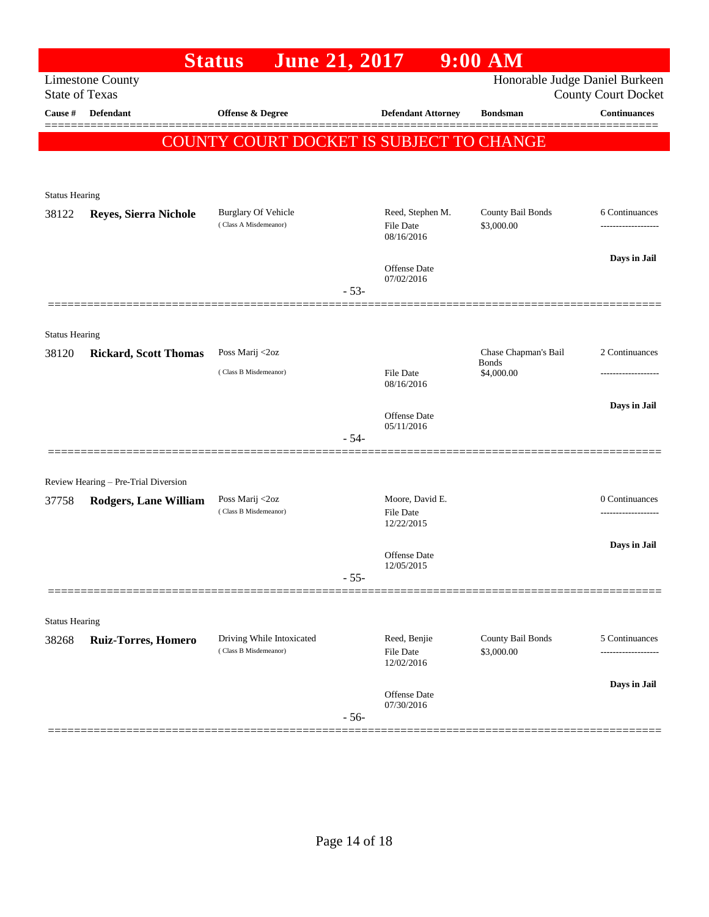# Status June 21, 2017 9:00 AM

Limestone County
State of Texas

Honorable Judge Daniel Burkeen
County Court Docket

| Cause # | Defendant | Offense & Degree | Defendant Attorney | Bondsman | Continuances |
|---|---|---|---|---|---|

**COUNTY COURT DOCKET IS SUBJECT TO CHANGE**

---

Status Hearing

| Cause # | Defendant | Offense & Degree | Defendant Attorney | Bondsman | Continuances |
|---|---|---|---|---|---|
| 38122 | **Reyes, Sierra Nichole** | Burglary Of Vehicle (Class A Misdemeanor) | Reed, Stephen M. File Date 08/16/2016 Offense Date 07/02/2016 | County Bail Bonds $3,000.00 | 6 Continuances ------------------- **Days in Jail** |

- 53-

---

Status Hearing

| Cause # | Defendant | Offense & Degree | Defendant Attorney | Bondsman | Continuances |
|---|---|---|---|---|---|
| 38120 | **Rickard, Scott Thomas** | Poss Marij <2oz (Class B Misdemeanor) | File Date 08/16/2016 Offense Date 05/11/2016 | Chase Chapman's Bail Bonds $4,000.00 | 2 Continuances ------------------- **Days in Jail** |

- 54-

---

Review Hearing – Pre-Trial Diversion

| Cause # | Defendant | Offense & Degree | Defendant Attorney | Bondsman | Continuances |
|---|---|---|---|---|---|
| 37758 | **Rodgers, Lane William** | Poss Marij <2oz (Class B Misdemeanor) | Moore, David E. File Date 12/22/2015 Offense Date 12/05/2015 | | 0 Continuances ------------------- **Days in Jail** |

- 55-

---

Status Hearing

| Cause # | Defendant | Offense & Degree | Defendant Attorney | Bondsman | Continuances |
|---|---|---|---|---|---|
| 38268 | **Ruiz-Torres, Homero** | Driving While Intoxicated (Class B Misdemeanor) | Reed, Benjie File Date 12/02/2016 Offense Date 07/30/2016 | County Bail Bonds $3,000.00 | 5 Continuances ------------------- **Days in Jail** |

- 56-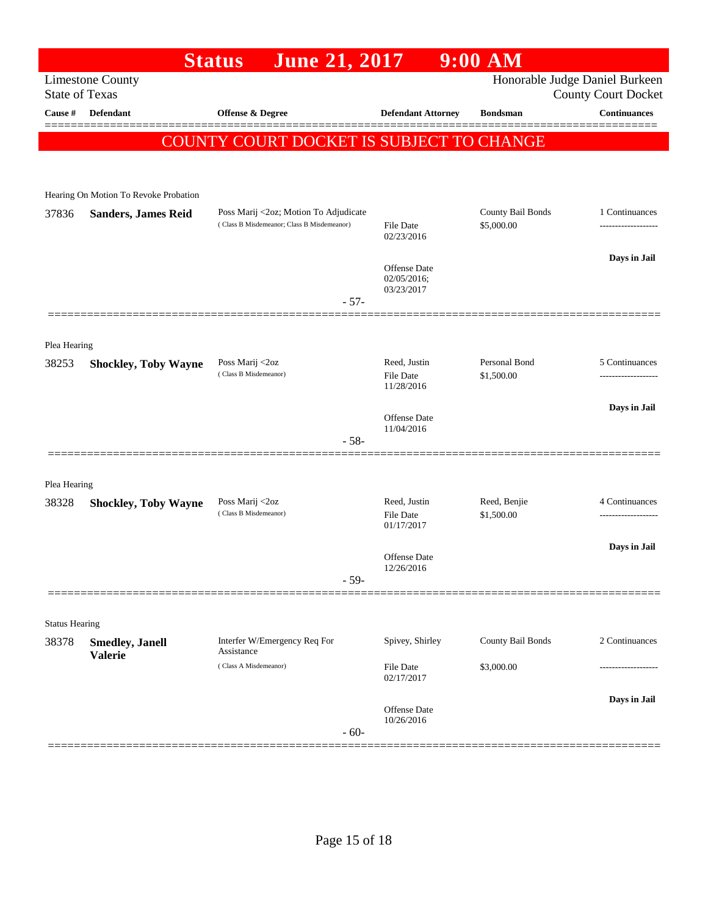# Status June 21, 2017 9:00 AM

Limestone County
State of Texas

Honorable Judge Daniel Burkeen
County Court Docket

| Cause # | Defendant | Offense & Degree | Defendant Attorney | Bondsman | Continuances |
|---|---|---|---|---|---|

**COUNTY COURT DOCKET IS SUBJECT TO CHANGE**

---

Hearing On Motion To Revoke Probation

| Cause # | Defendant | Offense & Degree | Defendant Attorney | Bondsman | Continuances |
|---|---|---|---|---|---|
| 37836 | **Sanders, James Reid** | Poss Marij <2oz; Motion To Adjudicate (Class B Misdemeanor; Class B Misdemeanor) | File Date 02/23/2016 | County Bail Bonds $5,000.00 | 1 Continuances |
| | | | Offense Date 02/05/2016; 03/23/2017 | | **Days in Jail** |

- 57-

---

Plea Hearing

| Cause # | Defendant | Offense & Degree | Defendant Attorney | Bondsman | Continuances |
|---|---|---|---|---|---|
| 38253 | **Shockley, Toby Wayne** | Poss Marij <2oz (Class B Misdemeanor) | Reed, Justin<br>File Date 11/28/2016 | Personal Bond $1,500.00 | 5 Continuances |
| | | | Offense Date 11/04/2016 | | **Days in Jail** |

- 58-

---

Plea Hearing

| Cause # | Defendant | Offense & Degree | Defendant Attorney | Bondsman | Continuances |
|---|---|---|---|---|---|
| 38328 | **Shockley, Toby Wayne** | Poss Marij <2oz (Class B Misdemeanor) | Reed, Justin<br>File Date 01/17/2017 | Reed, Benjie $1,500.00 | 4 Continuances |
| | | | Offense Date 12/26/2016 | | **Days in Jail** |

- 59-

---

Status Hearing

| Cause # | Defendant | Offense & Degree | Defendant Attorney | Bondsman | Continuances |
|---|---|---|---|---|---|
| 38378 | **Smedley, Janell Valerie** | Interfer W/Emergency Req For Assistance (Class A Misdemeanor) | Spivey, Shirley<br>File Date 02/17/2017 | County Bail Bonds $3,000.00 | 2 Continuances |
| | | | Offense Date 10/26/2016 | | **Days in Jail** |

- 60-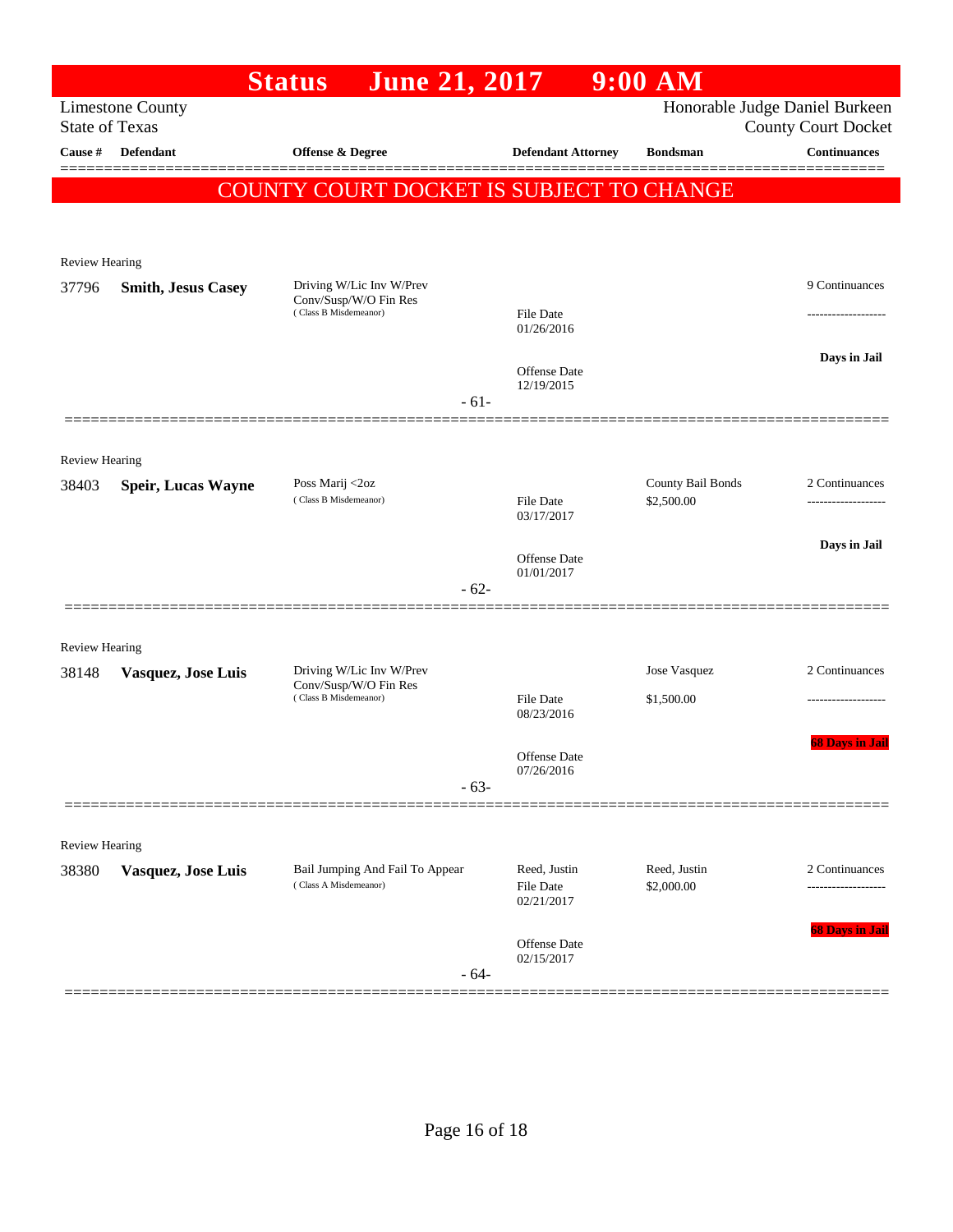# Status June 21, 2017 9:00 AM

Limestone County
State of Texas

Honorable Judge Daniel Burkeen
County Court Docket

| Cause # | Defendant | Offense & Degree | Defendant Attorney | Bondsman | Continuances |
|---|---|---|---|---|---|

**COUNTY COURT DOCKET IS SUBJECT TO CHANGE**

Review Hearing

| Cause # | Defendant | Offense & Degree | Defendant Attorney | Bondsman | Continuances |
|---|---|---|---|---|---|
| 37796 | **Smith, Jesus Casey** | Driving W/Lic Inv W/Prev Conv/Susp/W/O Fin Res (Class B Misdemeanor) | File Date 01/26/2016; Offense Date 12/19/2015 | | 9 Continuances; Days in Jail |

- 61-

Review Hearing

| Cause # | Defendant | Offense & Degree | Defendant Attorney | Bondsman | Continuances |
|---|---|---|---|---|---|
| 38403 | **Speir, Lucas Wayne** | Poss Marij <2oz (Class B Misdemeanor) | File Date 03/17/2017; Offense Date 01/01/2017 | County Bail Bonds $2,500.00 | 2 Continuances; Days in Jail |

- 62-

Review Hearing

| Cause # | Defendant | Offense & Degree | Defendant Attorney | Bondsman | Continuances |
|---|---|---|---|---|---|
| 38148 | **Vasquez, Jose Luis** | Driving W/Lic Inv W/Prev Conv/Susp/W/O Fin Res (Class B Misdemeanor) | File Date 08/23/2016; Offense Date 07/26/2016 | Jose Vasquez $1,500.00 | 2 Continuances; 68 Days in Jail |

- 63-

Review Hearing

| Cause # | Defendant | Offense & Degree | Defendant Attorney | Bondsman | Continuances |
|---|---|---|---|---|---|
| 38380 | **Vasquez, Jose Luis** | Bail Jumping And Fail To Appear (Class A Misdemeanor) | Reed, Justin; File Date 02/21/2017; Offense Date 02/15/2017 | Reed, Justin $2,000.00 | 2 Continuances; 68 Days in Jail |

- 64-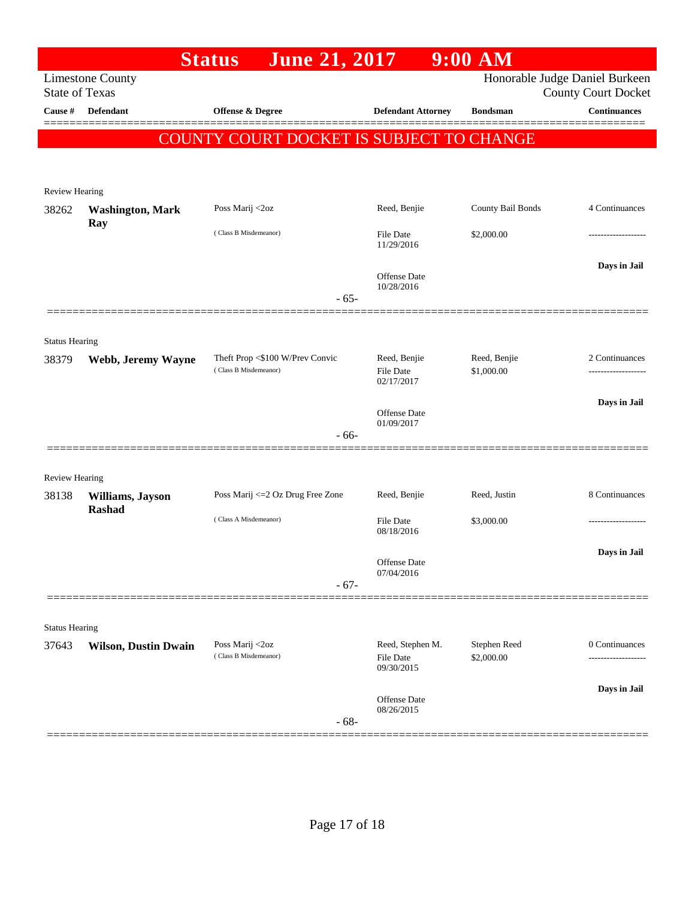# Status June 21, 2017 9:00 AM

Limestone County
State of Texas

Honorable Judge Daniel Burkeen
County Court Docket

| Cause # | Defendant | Offense & Degree | Defendant Attorney | Bondsman | Continuances |
|---|---|---|---|---|---|

**COUNTY COURT DOCKET IS SUBJECT TO CHANGE**

Review Hearing

| Cause # | Defendant | Offense & Degree | Defendant Attorney | Bondsman | Continuances |
|---|---|---|---|---|---|
| 38262 | **Washington, Mark Ray** | Poss Marij <2oz (Class B Misdemeanor) | Reed, Benjie<br>File Date 11/29/2016<br>Offense Date 10/28/2016 | County Bail Bonds<br>$2,000.00 | 4 Continuances<br>-------------------<br>**Days in Jail** |

- 65-

Status Hearing

| Cause # | Defendant | Offense & Degree | Defendant Attorney | Bondsman | Continuances |
|---|---|---|---|---|---|
| 38379 | **Webb, Jeremy Wayne** | Theft Prop <$100 W/Prev Convic (Class B Misdemeanor) | Reed, Benjie<br>File Date 02/17/2017<br>Offense Date 01/09/2017 | Reed, Benjie<br>$1,000.00 | 2 Continuances<br>-------------------<br>**Days in Jail** |

- 66-

Review Hearing

| Cause # | Defendant | Offense & Degree | Defendant Attorney | Bondsman | Continuances |
|---|---|---|---|---|---|
| 38138 | **Williams, Jayson Rashad** | Poss Marij <=2 Oz Drug Free Zone (Class A Misdemeanor) | Reed, Benjie<br>File Date 08/18/2016<br>Offense Date 07/04/2016 | Reed, Justin<br>$3,000.00 | 8 Continuances<br>-------------------<br>**Days in Jail** |

- 67-

Status Hearing

| Cause # | Defendant | Offense & Degree | Defendant Attorney | Bondsman | Continuances |
|---|---|---|---|---|---|
| 37643 | **Wilson, Dustin Dwain** | Poss Marij <2oz (Class B Misdemeanor) | Reed, Stephen M.<br>File Date 09/30/2015<br>Offense Date 08/26/2015 | Stephen Reed<br>$2,000.00 | 0 Continuances<br>-------------------<br>**Days in Jail** |

- 68-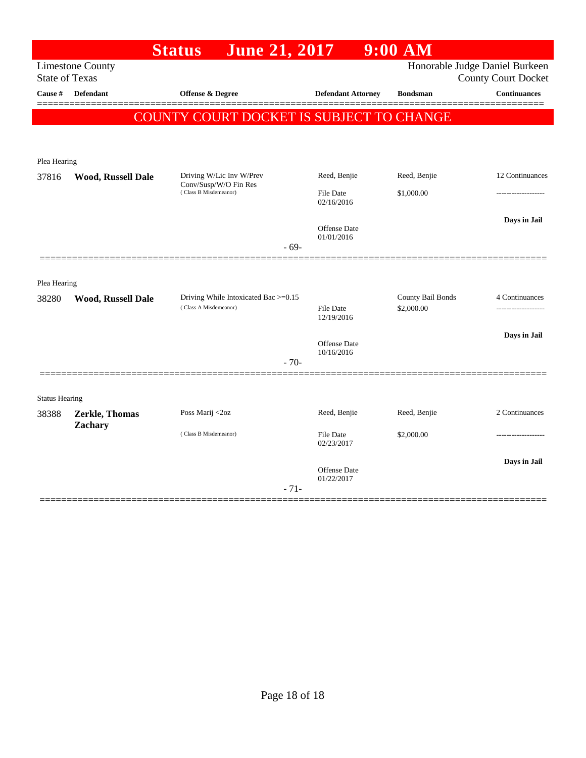# Status June 21, 2017 9:00 AM

Limestone County
State of Texas

Honorable Judge Daniel Burkeen
County Court Docket

| Cause # | Defendant | Offense & Degree | Defendant Attorney | Bondsman | Continuances |
|---|---|---|---|---|---|

**COUNTY COURT DOCKET IS SUBJECT TO CHANGE**

Plea Hearing

| Cause # | Defendant | Offense & Degree | Defendant Attorney | Bondsman | Continuances |
|---|---|---|---|---|---|
| 37816 | **Wood, Russell Dale** | Driving W/Lic Inv W/Prev Conv/Susp/W/O Fin Res (Class B Misdemeanor) | Reed, Benjie | Reed, Benjie | 12 Continuances |
| | | | File Date 02/16/2016 | $1,000.00 | ------------------- |
| | | | Offense Date 01/01/2016 | | **Days in Jail** |

- 69-

Plea Hearing

| Cause # | Defendant | Offense & Degree | Defendant Attorney | Bondsman | Continuances |
|---|---|---|---|---|---|
| 38280 | **Wood, Russell Dale** | Driving While Intoxicated Bac >=0.15 (Class A Misdemeanor) | | County Bail Bonds | 4 Continuances |
| | | | File Date 12/19/2016 | $2,000.00 | ------------------- |
| | | | Offense Date 10/16/2016 | | **Days in Jail** |

- 70-

Status Hearing

| Cause # | Defendant | Offense & Degree | Defendant Attorney | Bondsman | Continuances |
|---|---|---|---|---|---|
| 38388 | **Zerkle, Thomas Zachary** | Poss Marij <2oz (Class B Misdemeanor) | Reed, Benjie | Reed, Benjie | 2 Continuances |
| | | | File Date 02/23/2017 | $2,000.00 | ------------------- |
| | | | Offense Date 01/22/2017 | | **Days in Jail** |

- 71-